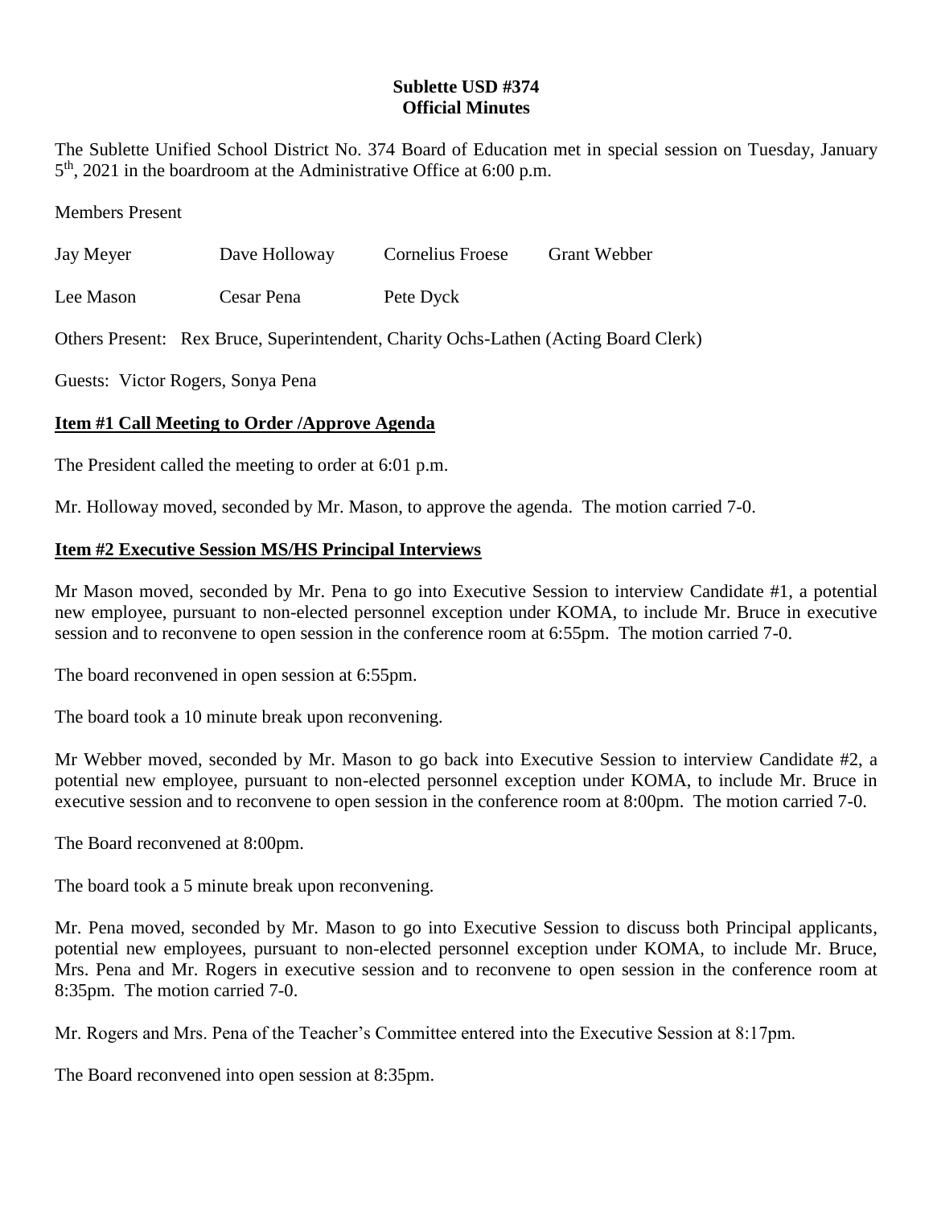**Sublette USD #374**
**Official Minutes**

The Sublette Unified School District No. 374 Board of Education met in special session on Tuesday, January 5th, 2021 in the boardroom at the Administrative Office at 6:00 p.m.

Members Present

| Jay Meyer | Dave Holloway | Cornelius Froese | Grant Webber |
|---|---|---|---|
| Lee Mason | Cesar Pena | Pete Dyck | |

Others Present: Rex Bruce, Superintendent, Charity Ochs-Lathen (Acting Board Clerk)

Guests: Victor Rogers, Sonya Pena

## Item #1 Call Meeting to Order /Approve Agenda

The President called the meeting to order at 6:01 p.m.

Mr. Holloway moved, seconded by Mr. Mason, to approve the agenda. The motion carried 7-0.

## Item #2 Executive Session MS/HS Principal Interviews

Mr Mason moved, seconded by Mr. Pena to go into Executive Session to interview Candidate #1, a potential new employee, pursuant to non-elected personnel exception under KOMA, to include Mr. Bruce in executive session and to reconvene to open session in the conference room at 6:55pm. The motion carried 7-0.

The board reconvened in open session at 6:55pm.

The board took a 10 minute break upon reconvening.

Mr Webber moved, seconded by Mr. Mason to go back into Executive Session to interview Candidate #2, a potential new employee, pursuant to non-elected personnel exception under KOMA, to include Mr. Bruce in executive session and to reconvene to open session in the conference room at 8:00pm. The motion carried 7-0.

The Board reconvened at 8:00pm.

The board took a 5 minute break upon reconvening.

Mr. Pena moved, seconded by Mr. Mason to go into Executive Session to discuss both Principal applicants, potential new employees, pursuant to non-elected personnel exception under KOMA, to include Mr. Bruce, Mrs. Pena and Mr. Rogers in executive session and to reconvene to open session in the conference room at 8:35pm. The motion carried 7-0.

Mr. Rogers and Mrs. Pena of the Teacher's Committee entered into the Executive Session at 8:17pm.

The Board reconvened into open session at 8:35pm.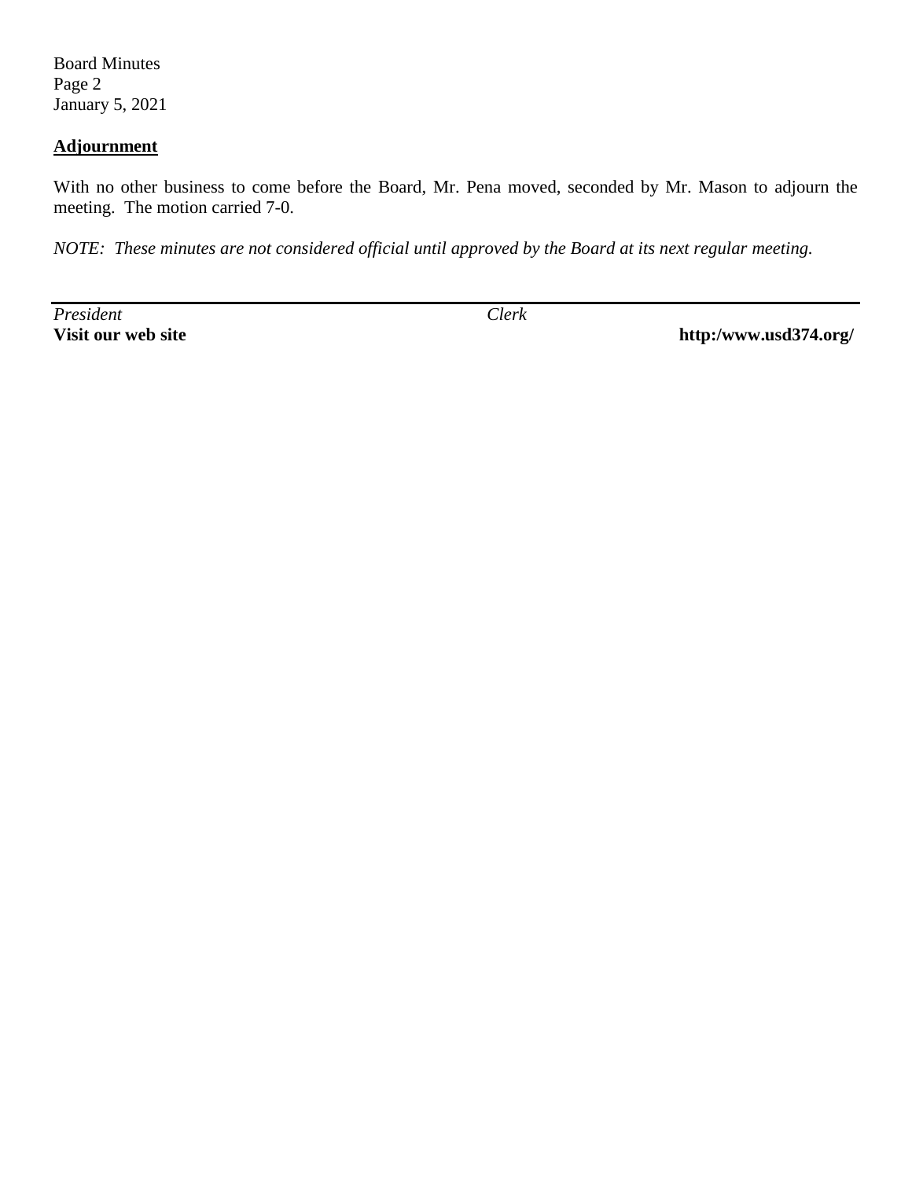## Adjournment

With no other business to come before the Board, Mr. Pena moved, seconded by Mr. Mason to adjourn the meeting. The motion carried 7-0.

*NOTE: These minutes are not considered official until approved by the Board at its next regular meeting.*

*President* *Clerk*

**Visit our web site** **http:/www.usd374.org/**